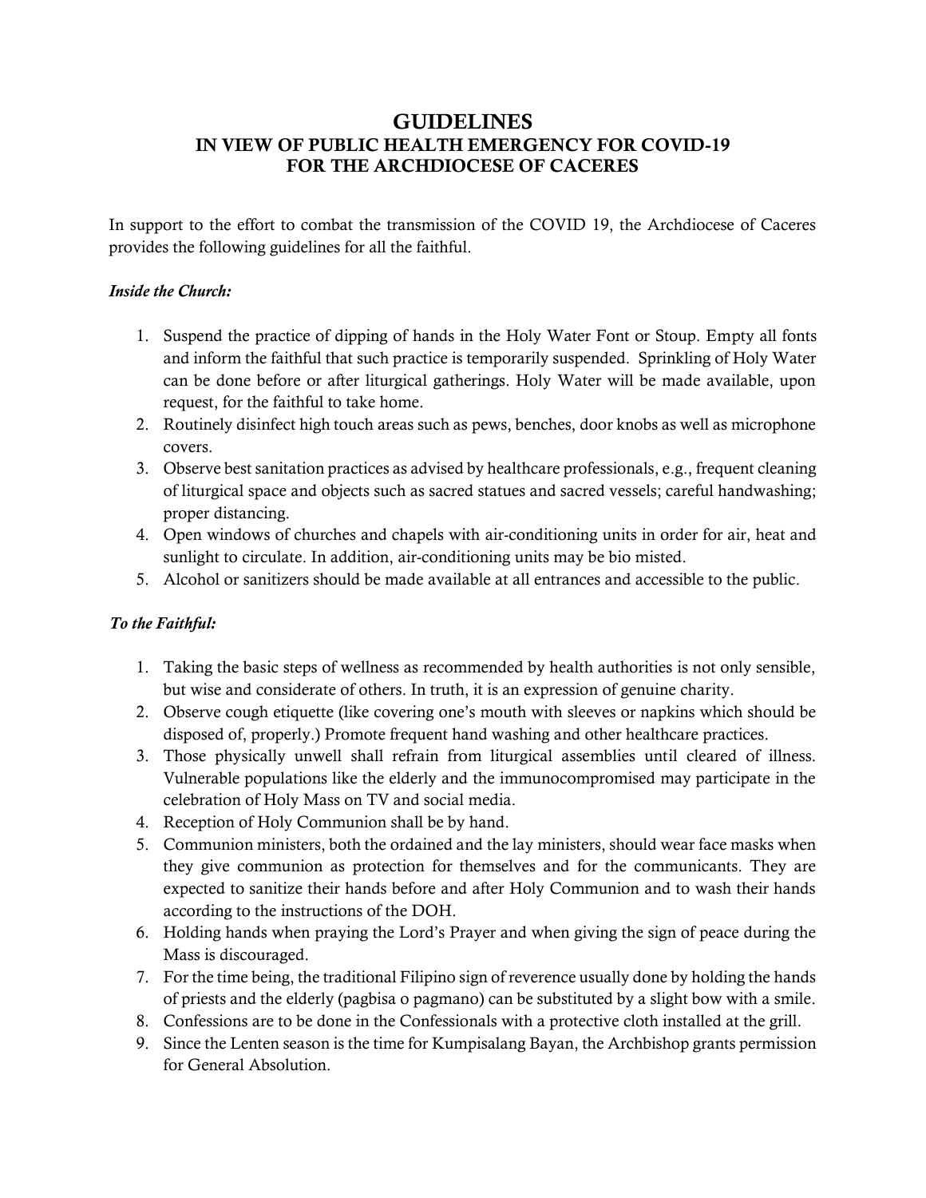# GUIDELINES
## IN VIEW OF PUBLIC HEALTH EMERGENCY FOR COVID-19
## FOR THE ARCHDIOCESE OF CACERES

In support to the effort to combat the transmission of the COVID 19, the Archdiocese of Caceres provides the following guidelines for all the faithful.

***Inside the Church:***

1. Suspend the practice of dipping of hands in the Holy Water Font or Stoup. Empty all fonts and inform the faithful that such practice is temporarily suspended. Sprinkling of Holy Water can be done before or after liturgical gatherings. Holy Water will be made available, upon request, for the faithful to take home.
2. Routinely disinfect high touch areas such as pews, benches, door knobs as well as microphone covers.
3. Observe best sanitation practices as advised by healthcare professionals, e.g., frequent cleaning of liturgical space and objects such as sacred statues and sacred vessels; careful handwashing; proper distancing.
4. Open windows of churches and chapels with air-conditioning units in order for air, heat and sunlight to circulate. In addition, air-conditioning units may be bio misted.
5. Alcohol or sanitizers should be made available at all entrances and accessible to the public.

***To the Faithful:***

1. Taking the basic steps of wellness as recommended by health authorities is not only sensible, but wise and considerate of others. In truth, it is an expression of genuine charity.
2. Observe cough etiquette (like covering one's mouth with sleeves or napkins which should be disposed of, properly.) Promote frequent hand washing and other healthcare practices.
3. Those physically unwell shall refrain from liturgical assemblies until cleared of illness. Vulnerable populations like the elderly and the immunocompromised may participate in the celebration of Holy Mass on TV and social media.
4. Reception of Holy Communion shall be by hand.
5. Communion ministers, both the ordained and the lay ministers, should wear face masks when they give communion as protection for themselves and for the communicants. They are expected to sanitize their hands before and after Holy Communion and to wash their hands according to the instructions of the DOH.
6. Holding hands when praying the Lord's Prayer and when giving the sign of peace during the Mass is discouraged.
7. For the time being, the traditional Filipino sign of reverence usually done by holding the hands of priests and the elderly (pagbisa o pagmano) can be substituted by a slight bow with a smile.
8. Confessions are to be done in the Confessionals with a protective cloth installed at the grill.
9. Since the Lenten season is the time for Kumpisalang Bayan, the Archbishop grants permission for General Absolution.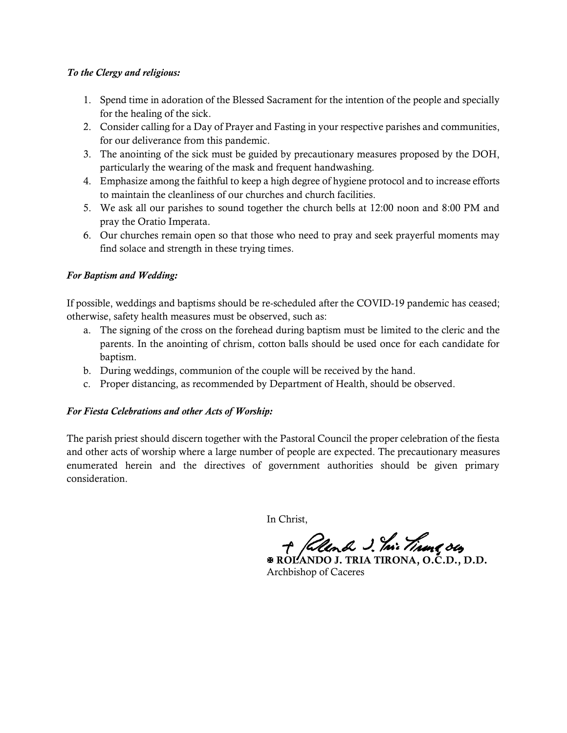***To the Clergy and religious:***

1. Spend time in adoration of the Blessed Sacrament for the intention of the people and specially for the healing of the sick.
2. Consider calling for a Day of Prayer and Fasting in your respective parishes and communities, for our deliverance from this pandemic.
3. The anointing of the sick must be guided by precautionary measures proposed by the DOH, particularly the wearing of the mask and frequent handwashing.
4. Emphasize among the faithful to keep a high degree of hygiene protocol and to increase efforts to maintain the cleanliness of our churches and church facilities.
5. We ask all our parishes to sound together the church bells at 12:00 noon and 8:00 PM and pray the Oratio Imperata.
6. Our churches remain open so that those who need to pray and seek prayerful moments may find solace and strength in these trying times.

***For Baptism and Wedding:***

If possible, weddings and baptisms should be re-scheduled after the COVID-19 pandemic has ceased; otherwise, safety health measures must be observed, such as:

a. The signing of the cross on the forehead during baptism must be limited to the cleric and the parents. In the anointing of chrism, cotton balls should be used once for each candidate for baptism.
b. During weddings, communion of the couple will be received by the hand.
c. Proper distancing, as recommended by Department of Health, should be observed.

***For Fiesta Celebrations and other Acts of Worship:***

The parish priest should discern together with the Pastoral Council the proper celebration of the fiesta and other acts of worship where a large number of people are expected. The precautionary measures enumerated herein and the directives of government authorities should be given primary consideration.

In Christ,

✠ **ROLANDO J. TRIA TIRONA, O.C.D., D.D.**
Archbishop of Caceres